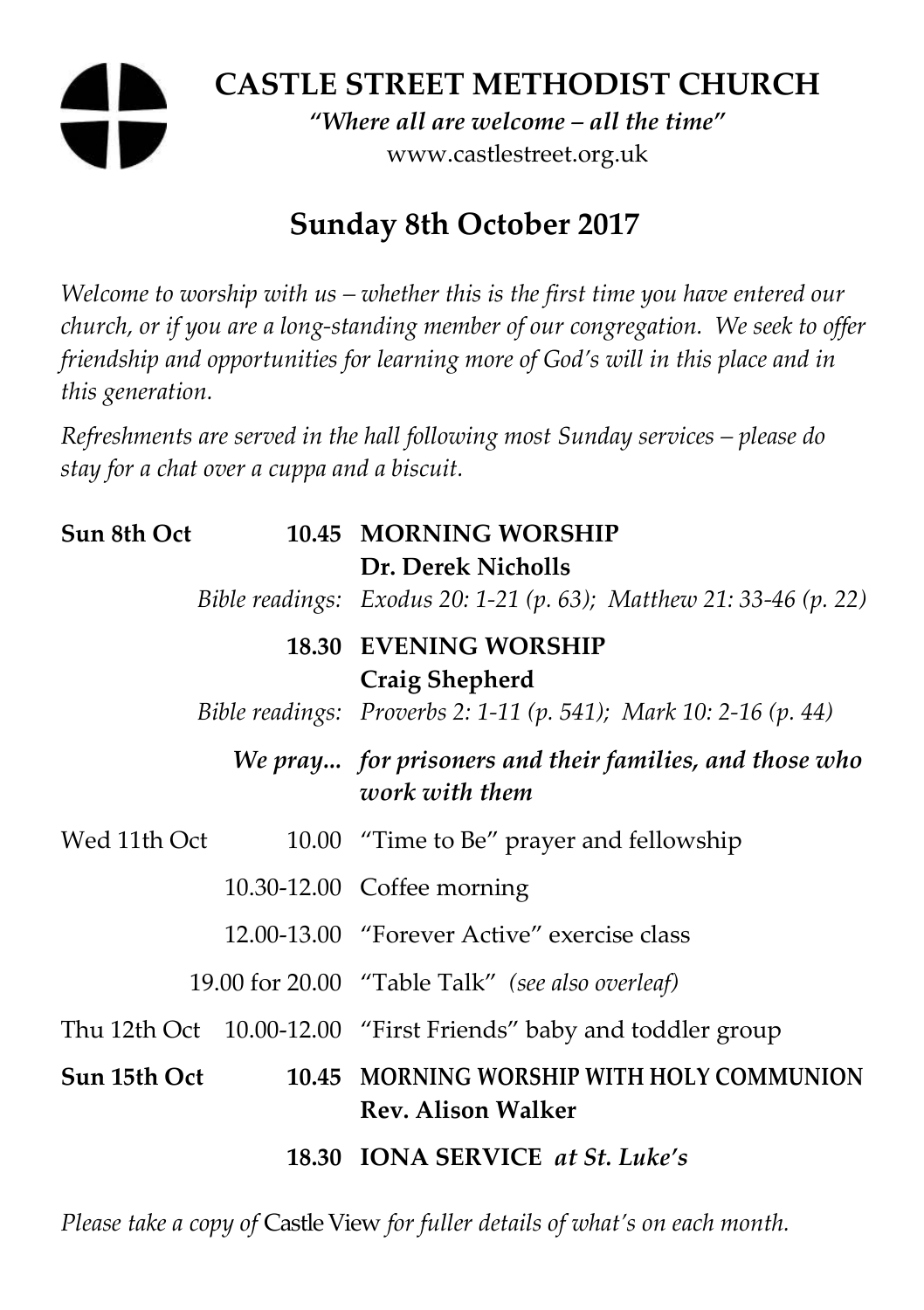# CASTLE STREET METHODIST CHURCH

***"Where all are welcome – all the time"***

www.castlestreet.org.uk

## Sunday 8th October 2017

*Welcome to worship with us – whether this is the first time you have entered our church, or if you are a long-standing member of our congregation. We seek to offer friendship and opportunities for learning more of God's will in this place and in this generation.*

*Refreshments are served in the hall following most Sunday services – please do stay for a chat over a cuppa and a biscuit.*

| | | |
|---|---|---|
| **Sun 8th Oct** | **10.45** | **MORNING WORSHIP**<br>**Dr. Derek Nicholls** |
| | *Bible readings:* | *Exodus 20: 1-21 (p. 63); Matthew 21: 33-46 (p. 22)* |
| | **18.30** | **EVENING WORSHIP**<br>**Craig Shepherd** |
| | *Bible readings:* | *Proverbs 2: 1-11 (p. 541); Mark 10: 2-16 (p. 44)* |
| | ***We pray...*** | ***for prisoners and their families, and those who work with them*** |
| Wed 11th Oct | 10.00 | "Time to Be" prayer and fellowship |
| | 10.30-12.00 | Coffee morning |
| | 12.00-13.00 | "Forever Active" exercise class |
| | 19.00 for 20.00 | "Table Talk" *(see also overleaf)* |
| Thu 12th Oct | 10.00-12.00 | "First Friends" baby and toddler group |
| **Sun 15th Oct** | **10.45** | **MORNING WORSHIP WITH HOLY COMMUNION**<br>**Rev. Alison Walker** |
| | **18.30** | **IONA SERVICE** ***at St. Luke's*** |

*Please take a copy of* Castle View *for fuller details of what's on each month.*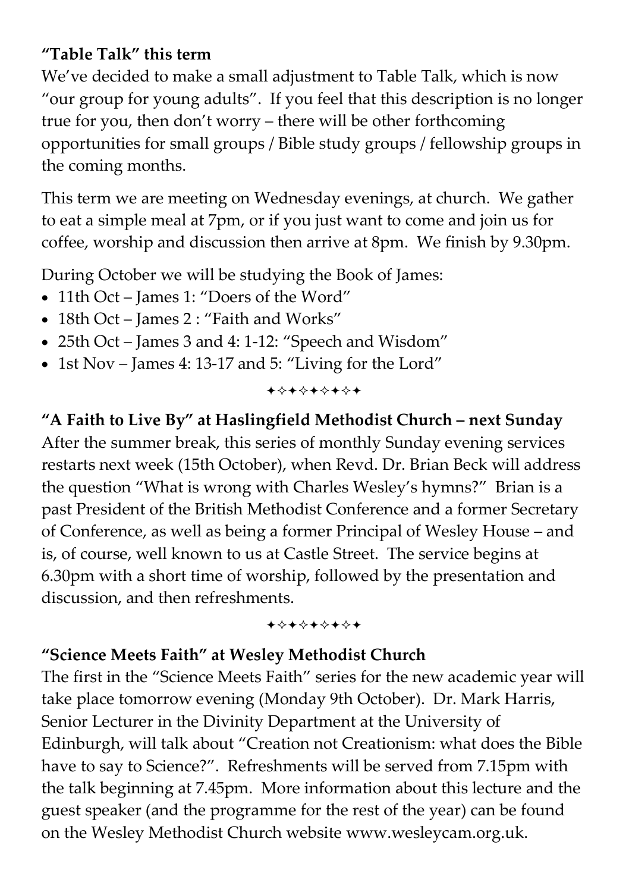**“Table Talk” this term**

We’ve decided to make a small adjustment to Table Talk, which is now “our group for young adults”. If you feel that this description is no longer true for you, then don’t worry – there will be other forthcoming opportunities for small groups / Bible study groups / fellowship groups in the coming months.

This term we are meeting on Wednesday evenings, at church. We gather to eat a simple meal at 7pm, or if you just want to come and join us for coffee, worship and discussion then arrive at 8pm. We finish by 9.30pm.

During October we will be studying the Book of James:

- 11th Oct – James 1: “Doers of the Word”
- 18th Oct – James 2 : “Faith and Works”
- 25th Oct – James 3 and 4: 1-12: “Speech and Wisdom”
- 1st Nov – James 4: 13-17 and 5: “Living for the Lord”

✦✧✦✧✦✧✦✧✦

**“A Faith to Live By” at Haslingfield Methodist Church – next Sunday**

After the summer break, this series of monthly Sunday evening services restarts next week (15th October), when Revd. Dr. Brian Beck will address the question “What is wrong with Charles Wesley’s hymns?” Brian is a past President of the British Methodist Conference and a former Secretary of Conference, as well as being a former Principal of Wesley House – and is, of course, well known to us at Castle Street. The service begins at 6.30pm with a short time of worship, followed by the presentation and discussion, and then refreshments.

✦✧✦✧✦✧✦✧✦

**“Science Meets Faith” at Wesley Methodist Church**

The first in the “Science Meets Faith” series for the new academic year will take place tomorrow evening (Monday 9th October). Dr. Mark Harris, Senior Lecturer in the Divinity Department at the University of Edinburgh, will talk about “Creation not Creationism: what does the Bible have to say to Science?”. Refreshments will be served from 7.15pm with the talk beginning at 7.45pm. More information about this lecture and the guest speaker (and the programme for the rest of the year) can be found on the Wesley Methodist Church website www.wesleycam.org.uk.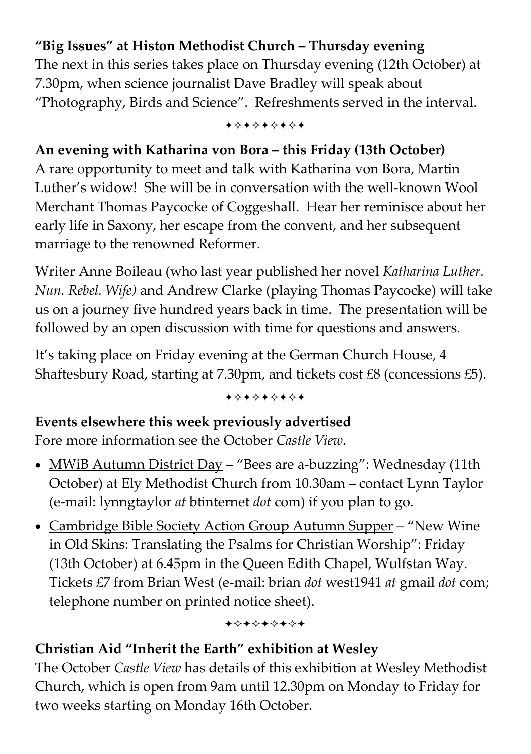**"Big Issues" at Histon Methodist Church – Thursday evening**
The next in this series takes place on Thursday evening (12th October) at 7.30pm, when science journalist Dave Bradley will speak about "Photography, Birds and Science". Refreshments served in the interval.

✦✧✦✧✦✧✦✧✦

**An evening with Katharina von Bora – this Friday (13th October)**
A rare opportunity to meet and talk with Katharina von Bora, Martin Luther's widow! She will be in conversation with the well-known Wool Merchant Thomas Paycocke of Coggeshall. Hear her reminisce about her early life in Saxony, her escape from the convent, and her subsequent marriage to the renowned Reformer.

Writer Anne Boileau (who last year published her novel *Katharina Luther. Nun. Rebel. Wife)* and Andrew Clarke (playing Thomas Paycocke) will take us on a journey five hundred years back in time. The presentation will be followed by an open discussion with time for questions and answers.

It's taking place on Friday evening at the German Church House, 4 Shaftesbury Road, starting at 7.30pm, and tickets cost £8 (concessions £5).

✦✧✦✧✦✧✦✧✦

**Events elsewhere this week previously advertised**
Fore more information see the October *Castle View*.

- MWiB Autumn District Day – "Bees are a-buzzing": Wednesday (11th October) at Ely Methodist Church from 10.30am – contact Lynn Taylor (e-mail: lynngtaylor *at* btinternet *dot* com) if you plan to go.
- Cambridge Bible Society Action Group Autumn Supper – "New Wine in Old Skins: Translating the Psalms for Christian Worship": Friday (13th October) at 6.45pm in the Queen Edith Chapel, Wulfstan Way. Tickets £7 from Brian West (e-mail: brian *dot* west1941 *at* gmail *dot* com; telephone number on printed notice sheet).

✦✧✦✧✦✧✦✧✦

**Christian Aid "Inherit the Earth" exhibition at Wesley**
The October *Castle View* has details of this exhibition at Wesley Methodist Church, which is open from 9am until 12.30pm on Monday to Friday for two weeks starting on Monday 16th October.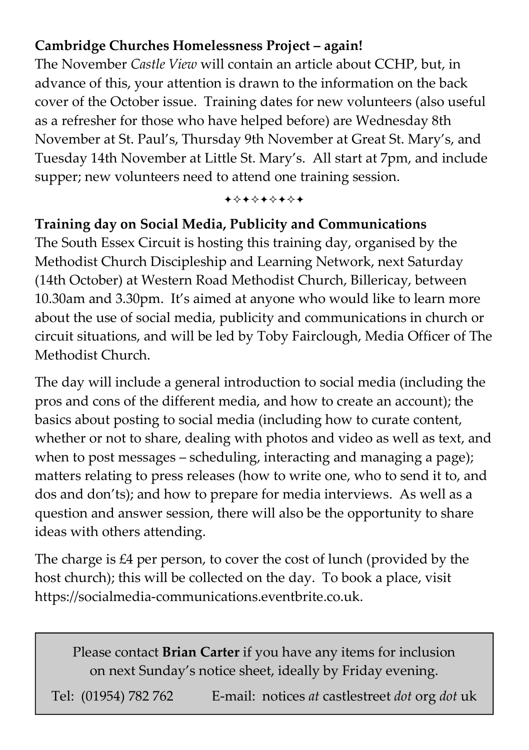**Cambridge Churches Homelessness Project – again!**

The November *Castle View* will contain an article about CCHP, but, in advance of this, your attention is drawn to the information on the back cover of the October issue. Training dates for new volunteers (also useful as a refresher for those who have helped before) are Wednesday 8th November at St. Paul's, Thursday 9th November at Great St. Mary's, and Tuesday 14th November at Little St. Mary's. All start at 7pm, and include supper; new volunteers need to attend one training session.

✦✧✦✧✦✧✦✧✦

**Training day on Social Media, Publicity and Communications**

The South Essex Circuit is hosting this training day, organised by the Methodist Church Discipleship and Learning Network, next Saturday (14th October) at Western Road Methodist Church, Billericay, between 10.30am and 3.30pm. It's aimed at anyone who would like to learn more about the use of social media, publicity and communications in church or circuit situations, and will be led by Toby Fairclough, Media Officer of The Methodist Church.

The day will include a general introduction to social media (including the pros and cons of the different media, and how to create an account); the basics about posting to social media (including how to curate content, whether or not to share, dealing with photos and video as well as text, and when to post messages – scheduling, interacting and managing a page); matters relating to press releases (how to write one, who to send it to, and dos and don'ts); and how to prepare for media interviews. As well as a question and answer session, there will also be the opportunity to share ideas with others attending.

The charge is £4 per person, to cover the cost of lunch (provided by the host church); this will be collected on the day. To book a place, visit https://socialmedia-communications.eventbrite.co.uk.

---

Please contact **Brian Carter** if you have any items for inclusion on next Sunday's notice sheet, ideally by Friday evening.

Tel: (01954) 782 762 E-mail: notices *at* castlestreet *dot* org *dot* uk